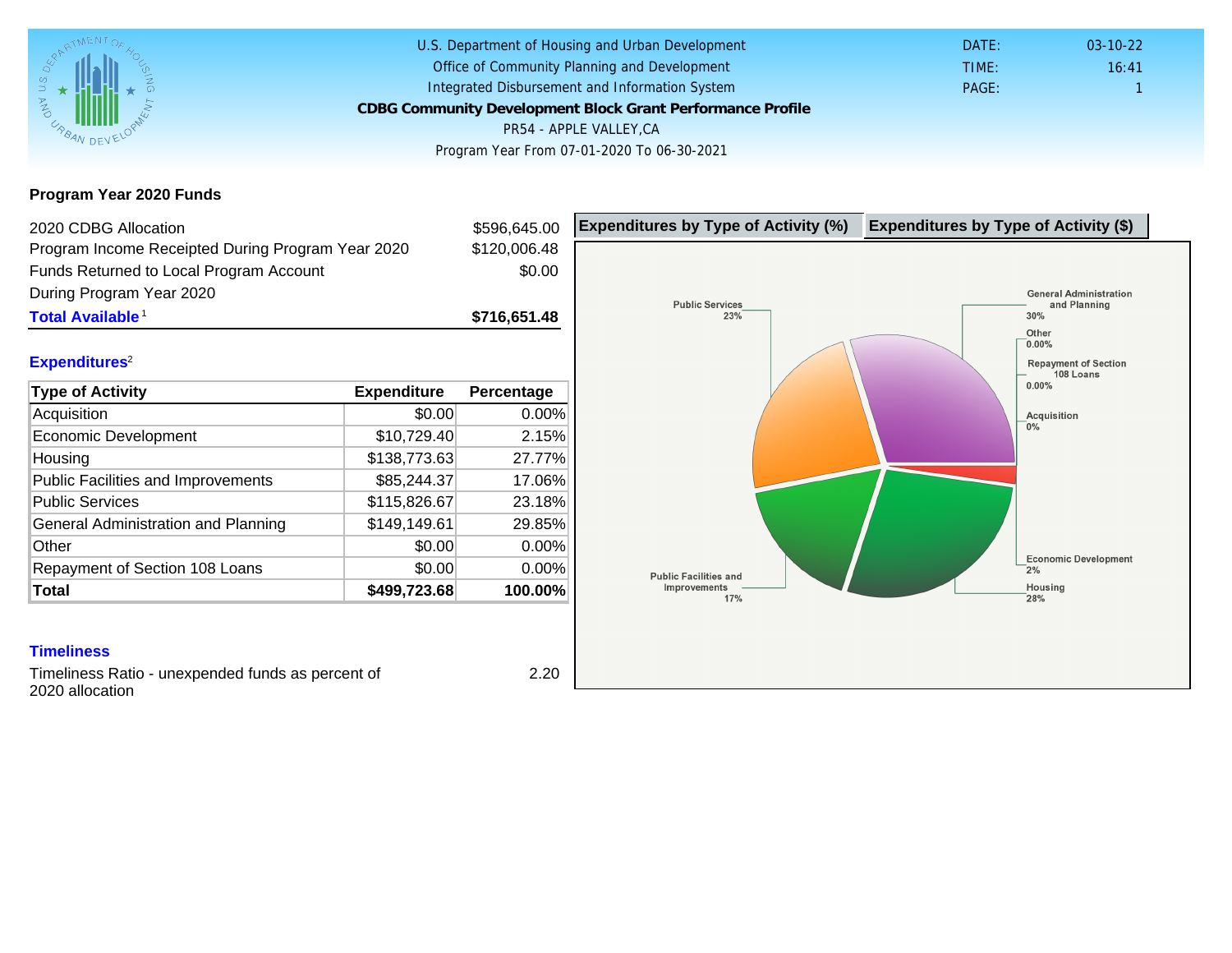U.S. Department of Housing and Urban Development
Office of Community Planning and Development
Integrated Disbursement and Information System

**CDBG Community Development Block Grant Performance Profile**

PR54 - APPLE VALLEY,CA

Program Year From 07-01-2020 To 06-30-2021

DATE: 03-10-22
TIME: 16:41
PAGE: 1

## Program Year 2020 Funds

| | |
|---|---|
| 2020 CDBG Allocation | $596,645.00 |
| Program Income Receipted During Program Year 2020 | $120,006.48 |
| Funds Returned to Local Program Account During Program Year 2020 | $0.00 |
| **Total Available**[1] | **$716,651.48** |

## Expenditures[2]

| Type of Activity | Expenditure | Percentage |
|---|---|---|
| Acquisition | $0.00 | 0.00% |
| Economic Development | $10,729.40 | 2.15% |
| Housing | $138,773.63 | 27.77% |
| Public Facilities and Improvements | $85,244.37 | 17.06% |
| Public Services | $115,826.67 | 23.18% |
| General Administration and Planning | $149,149.61 | 29.85% |
| Other | $0.00 | 0.00% |
| Repayment of Section 108 Loans | $0.00 | 0.00% |
| **Total** | **$499,723.68** | **100.00%** |

**Expenditures by Type of Activity (%)** | **Expenditures by Type of Activity ($)**

Public Services 23%
General Administration and Planning 30%
Other 0.00%
Repayment of Section 108 Loans 0.00%
Acquisition 0%
Economic Development 2%
Housing 28%
Public Facilities and Improvements 17%

## Timeliness

| | |
|---|---|
| Timeliness Ratio - unexpended funds as percent of 2020 allocation | 2.20 |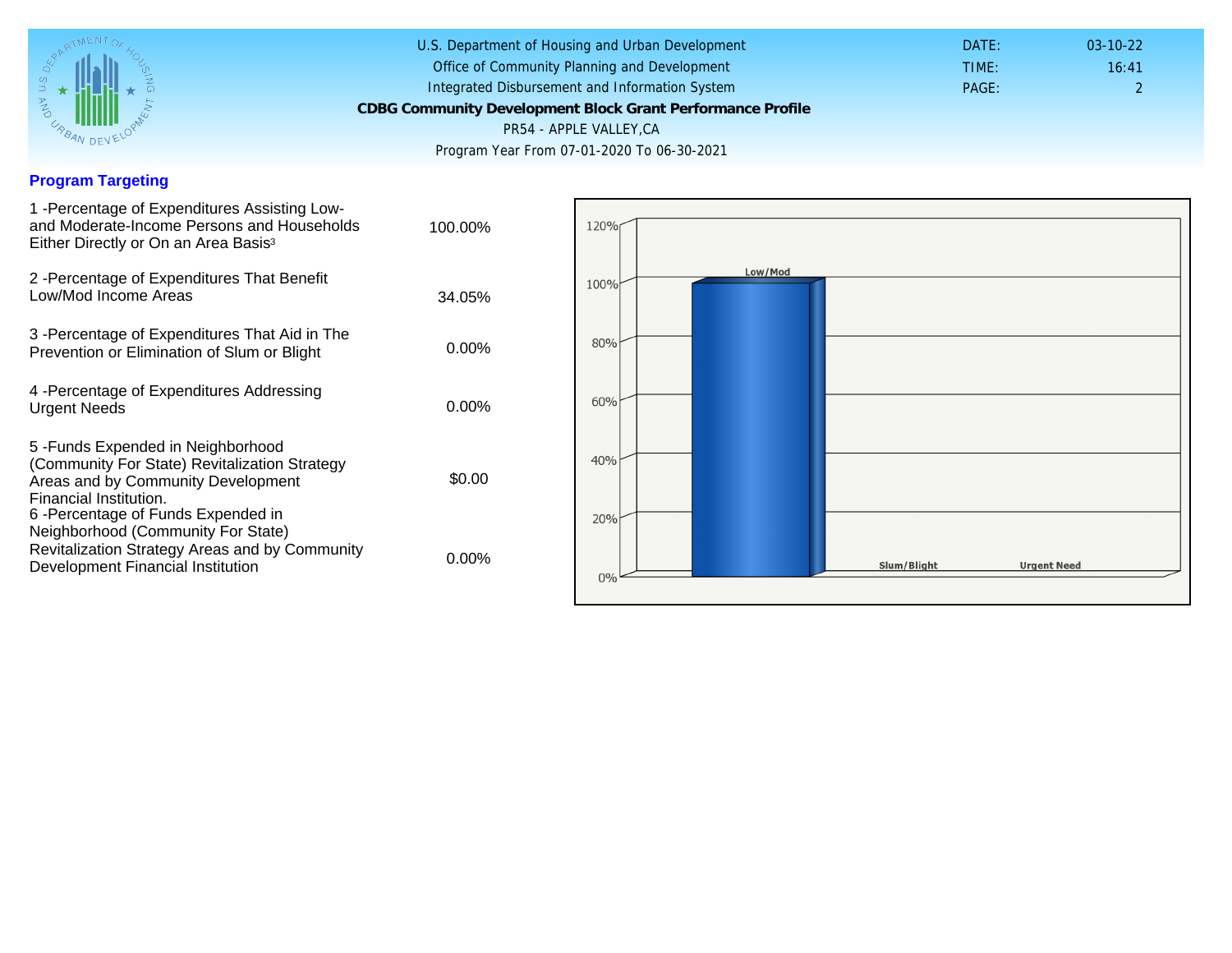U.S. Department of Housing and Urban Development
Office of Community Planning and Development
Integrated Disbursement and Information System

**CDBG Community Development Block Grant Performance Profile**

PR54 - APPLE VALLEY,CA

Program Year From 07-01-2020 To 06-30-2021

DATE: 03-10-22
TIME: 16:41
PAGE: 2

## Program Targeting

| | |
|---|---|
| 1 -Percentage of Expenditures Assisting Low- and Moderate-Income Persons and Households Either Directly or On an Area Basis[3] | 100.00% |
| 2 -Percentage of Expenditures That Benefit Low/Mod Income Areas | 34.05% |
| 3 -Percentage of Expenditures That Aid in The Prevention or Elimination of Slum or Blight | 0.00% |
| 4 -Percentage of Expenditures Addressing Urgent Needs | 0.00% |
| 5 -Funds Expended in Neighborhood (Community For State) Revitalization Strategy Areas and by Community Development Financial Institution. | $0.00 |
| 6 -Percentage of Funds Expended in Neighborhood (Community For State) Revitalization Strategy Areas and by Community Development Financial Institution | 0.00% |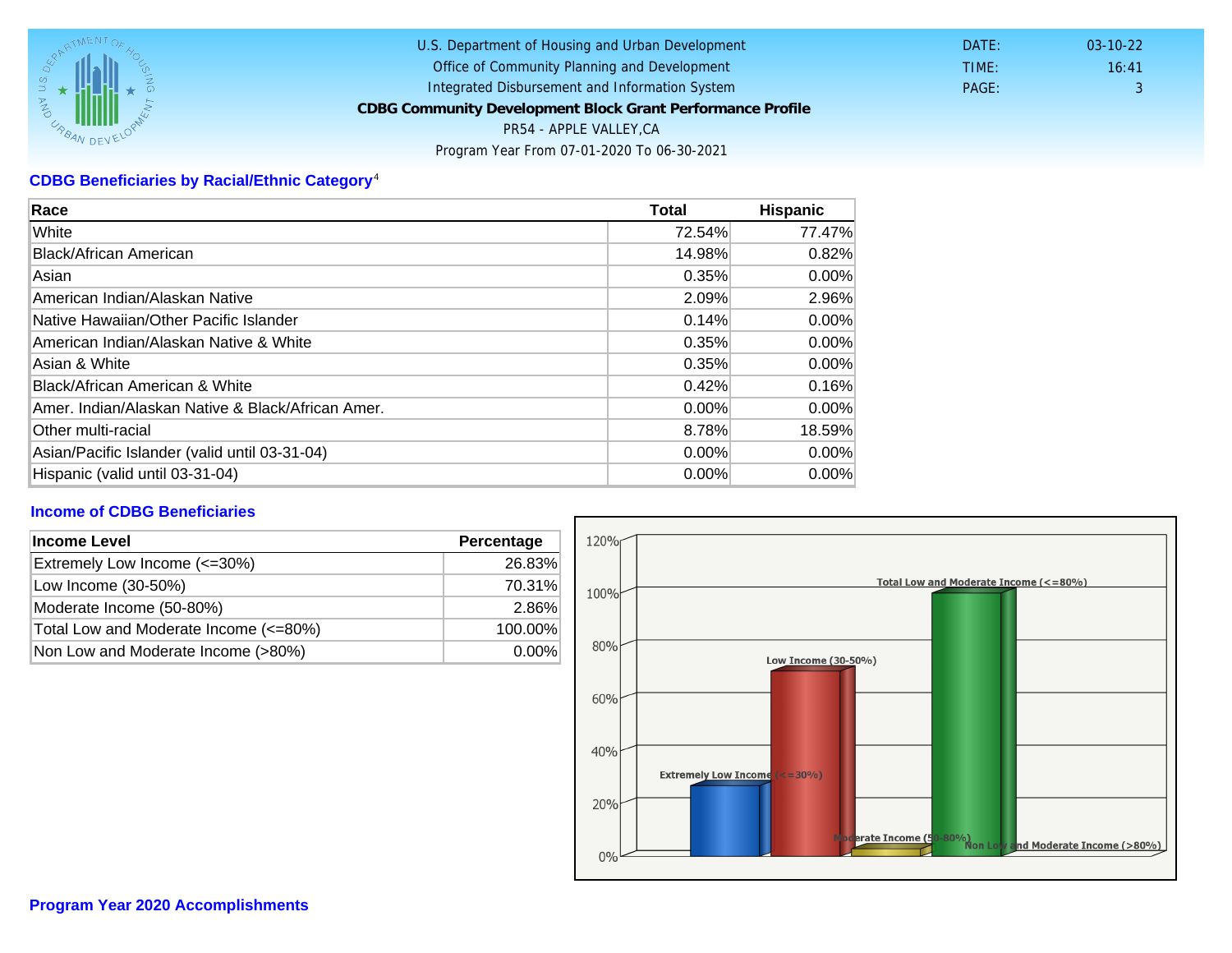U.S. Department of Housing and Urban Development
Office of Community Planning and Development
Integrated Disbursement and Information System
**CDBG Community Development Block Grant Performance Profile**
PR54 - APPLE VALLEY,CA
Program Year From 07-01-2020 To 06-30-2021

DATE: 03-10-22
TIME: 16:41
PAGE: 3

## CDBG Beneficiaries by Racial/Ethnic Category[4]

| Race | Total | Hispanic |
|---|---|---|
| White | 72.54% | 77.47% |
| Black/African American | 14.98% | 0.82% |
| Asian | 0.35% | 0.00% |
| American Indian/Alaskan Native | 2.09% | 2.96% |
| Native Hawaiian/Other Pacific Islander | 0.14% | 0.00% |
| American Indian/Alaskan Native & White | 0.35% | 0.00% |
| Asian & White | 0.35% | 0.00% |
| Black/African American & White | 0.42% | 0.16% |
| Amer. Indian/Alaskan Native & Black/African Amer. | 0.00% | 0.00% |
| Other multi-racial | 8.78% | 18.59% |
| Asian/Pacific Islander (valid until 03-31-04) | 0.00% | 0.00% |
| Hispanic (valid until 03-31-04) | 0.00% | 0.00% |

## Income of CDBG Beneficiaries

| Income Level | Percentage |
|---|---|
| Extremely Low Income (<=30%) | 26.83% |
| Low Income (30-50%) | 70.31% |
| Moderate Income (50-80%) | 2.86% |
| Total Low and Moderate Income (<=80%) | 100.00% |
| Non Low and Moderate Income (>80%) | 0.00% |

## Program Year 2020 Accomplishments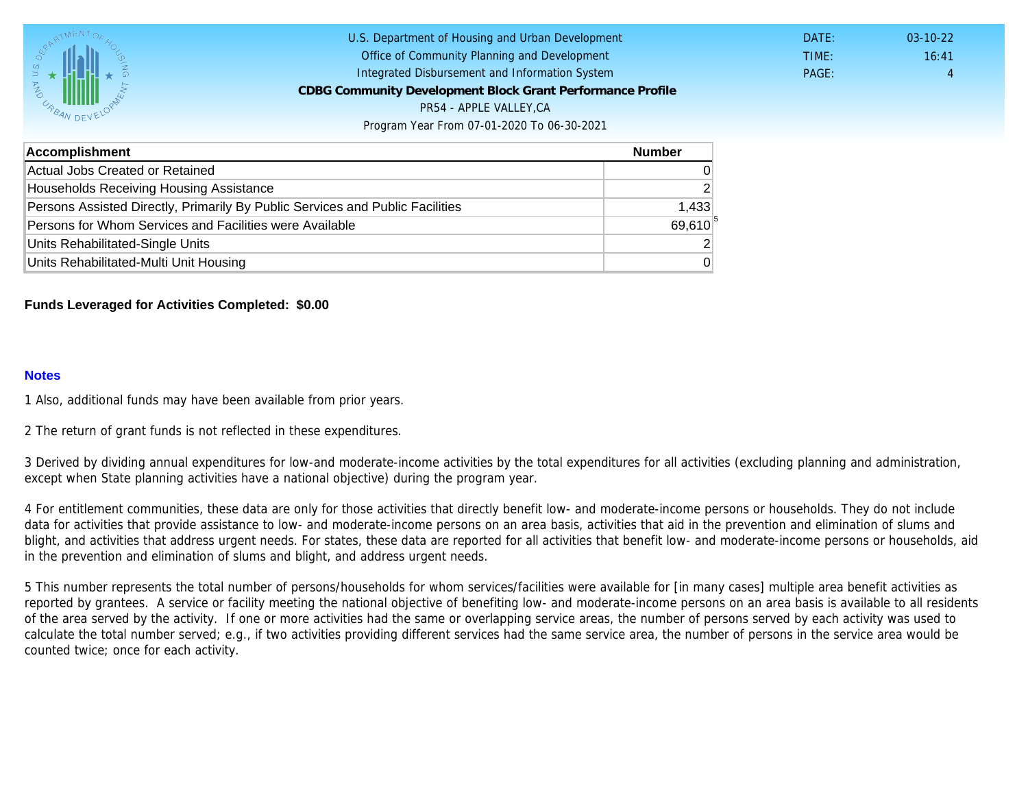U.S. Department of Housing and Urban Development
Office of Community Planning and Development
Integrated Disbursement and Information System

**CDBG Community Development Block Grant Performance Profile**

PR54 - APPLE VALLEY,CA

Program Year From 07-01-2020 To 06-30-2021

DATE: 03-10-22
TIME: 16:41

| Accomplishment | Number |
|---|---|
| Actual Jobs Created or Retained | 0 |
| Households Receiving Housing Assistance | 2 |
| Persons Assisted Directly, Primarily By Public Services and Public Facilities | 1,433 |
| Persons for Whom Services and Facilities were Available | 69,610 [5] |
| Units Rehabilitated-Single Units | 2 |
| Units Rehabilitated-Multi Unit Housing | 0 |

**Funds Leveraged for Activities Completed: $0.00**

## Notes

1 Also, additional funds may have been available from prior years.

2 The return of grant funds is not reflected in these expenditures.

3 Derived by dividing annual expenditures for low-and moderate-income activities by the total expenditures for all activities (excluding planning and administration, except when State planning activities have a national objective) during the program year.

4 For entitlement communities, these data are only for those activities that directly benefit low- and moderate-income persons or households. They do not include data for activities that provide assistance to low- and moderate-income persons on an area basis, activities that aid in the prevention and elimination of slums and blight, and activities that address urgent needs. For states, these data are reported for all activities that benefit low- and moderate-income persons or households, aid in the prevention and elimination of slums and blight, and address urgent needs.

5 This number represents the total number of persons/households for whom services/facilities were available for [in many cases] multiple area benefit activities as reported by grantees. A service or facility meeting the national objective of benefiting low- and moderate-income persons on an area basis is available to all residents of the area served by the activity. If one or more activities had the same or overlapping service areas, the number of persons served by each activity was used to calculate the total number served; e.g., if two activities providing different services had the same service area, the number of persons in the service area would be counted twice; once for each activity.